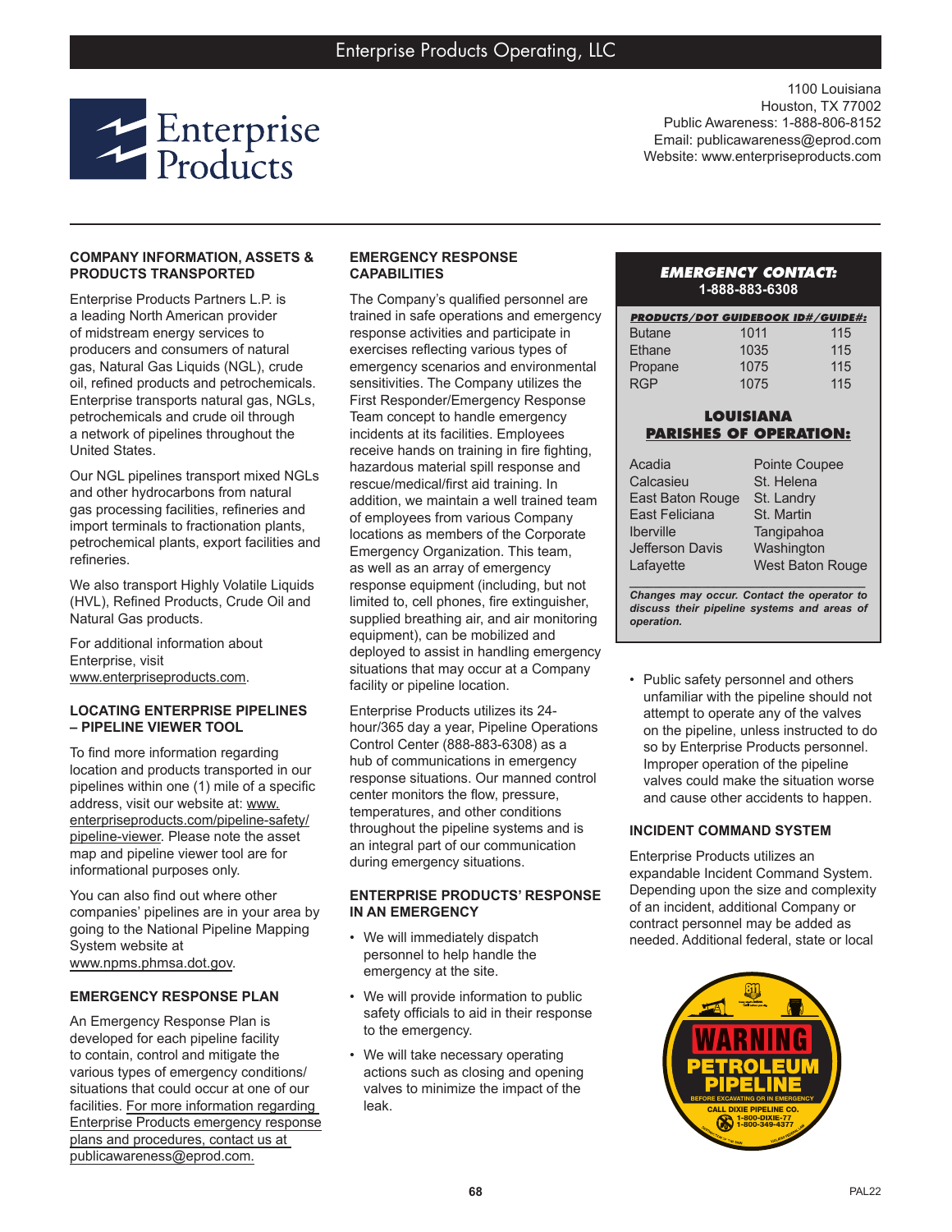# Enterprise Products Operating, LLC

Enterprise Products

1100 Louisiana
Houston, TX 77002
Public Awareness: 1-888-806-8152
Email: publicawareness@eprod.com
Website: www.enterpriseproducts.com

## COMPANY INFORMATION, ASSETS & PRODUCTS TRANSPORTED

Enterprise Products Partners L.P. is a leading North American provider of midstream energy services to producers and consumers of natural gas, Natural Gas Liquids (NGL), crude oil, refined products and petrochemicals. Enterprise transports natural gas, NGLs, petrochemicals and crude oil through a network of pipelines throughout the United States.

Our NGL pipelines transport mixed NGLs and other hydrocarbons from natural gas processing facilities, refineries and import terminals to fractionation plants, petrochemical plants, export facilities and refineries.

We also transport Highly Volatile Liquids (HVL), Refined Products, Crude Oil and Natural Gas products.

For additional information about Enterprise, visit www.enterpriseproducts.com.

## LOCATING ENTERPRISE PIPELINES – PIPELINE VIEWER TOOL

To find more information regarding location and products transported in our pipelines within one (1) mile of a specific address, visit our website at: www.enterpriseproducts.com/pipeline-safety/pipeline-viewer. Please note the asset map and pipeline viewer tool are for informational purposes only.

You can also find out where other companies' pipelines are in your area by going to the National Pipeline Mapping System website at www.npms.phmsa.dot.gov.

## EMERGENCY RESPONSE PLAN

An Emergency Response Plan is developed for each pipeline facility to contain, control and mitigate the various types of emergency conditions/situations that could occur at one of our facilities. For more information regarding Enterprise Products emergency response plans and procedures, contact us at publicawareness@eprod.com.

## EMERGENCY RESPONSE CAPABILITIES

The Company's qualified personnel are trained in safe operations and emergency response activities and participate in exercises reflecting various types of emergency scenarios and environmental sensitivities. The Company utilizes the First Responder/Emergency Response Team concept to handle emergency incidents at its facilities. Employees receive hands on training in fire fighting, hazardous material spill response and rescue/medical/first aid training. In addition, we maintain a well trained team of employees from various Company locations as members of the Corporate Emergency Organization. This team, as well as an array of emergency response equipment (including, but not limited to, cell phones, fire extinguisher, supplied breathing air, and air monitoring equipment), can be mobilized and deployed to assist in handling emergency situations that may occur at a Company facility or pipeline location.

Enterprise Products utilizes its 24-hour/365 day a year, Pipeline Operations Control Center (888-883-6308) as a hub of communications in emergency response situations. Our manned control center monitors the flow, pressure, temperatures, and other conditions throughout the pipeline systems and is an integral part of our communication during emergency situations.

## ENTERPRISE PRODUCTS' RESPONSE IN AN EMERGENCY

- We will immediately dispatch personnel to help handle the emergency at the site.
- We will provide information to public safety officials to aid in their response to the emergency.
- We will take necessary operating actions such as closing and opening valves to minimize the impact of the leak.

### *EMERGENCY CONTACT:* 1-888-883-6308

***PRODUCTS/DOT GUIDEBOOK ID#/GUIDE#:***

| | | |
|---|---|---|
| Butane | 1011 | 115 |
| Ethane | 1035 | 115 |
| Propane | 1075 | 115 |
| RGP | 1075 | 115 |

### LOUISIANA PARISHES OF OPERATION:

| | |
|---|---|
| Acadia | Pointe Coupee |
| Calcasieu | St. Helena |
| East Baton Rouge | St. Landry |
| East Feliciana | St. Martin |
| Iberville | Tangipahoa |
| Jefferson Davis | Washington |
| Lafayette | West Baton Rouge |

***Changes may occur. Contact the operator to discuss their pipeline systems and areas of operation.***

- Public safety personnel and others unfamiliar with the pipeline should not attempt to operate any of the valves on the pipeline, unless instructed to do so by Enterprise Products personnel. Improper operation of the pipeline valves could make the situation worse and cause other accidents to happen.

## INCIDENT COMMAND SYSTEM

Enterprise Products utilizes an expandable Incident Command System. Depending upon the size and complexity of an incident, additional Company or contract personnel may be added as needed. Additional federal, state or local

WARNING
PETROLEUM PIPELINE
BEFORE EXCAVATING OR IN EMERGENCY
CALL DIXIE PIPELINE CO.
1-800-DIXIE-77
1-800-349-4377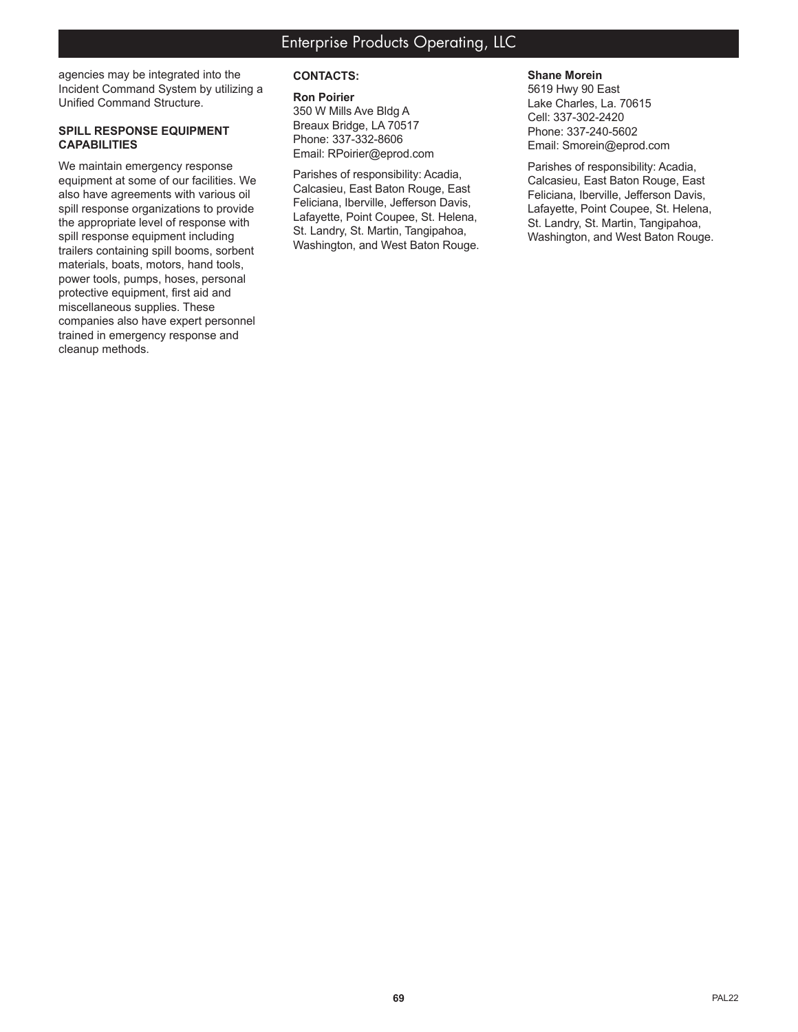agencies may be integrated into the Incident Command System by utilizing a Unified Command Structure.

**SPILL RESPONSE EQUIPMENT CAPABILITIES**

We maintain emergency response equipment at some of our facilities. We also have agreements with various oil spill response organizations to provide the appropriate level of response with spill response equipment including trailers containing spill booms, sorbent materials, boats, motors, hand tools, power tools, pumps, hoses, personal protective equipment, first aid and miscellaneous supplies. These companies also have expert personnel trained in emergency response and cleanup methods.

**CONTACTS:**

**Ron Poirier**
350 W Mills Ave Bldg A
Breaux Bridge, LA 70517
Phone: 337-332-8606
Email: RPoirier@eprod.com

Parishes of responsibility: Acadia, Calcasieu, East Baton Rouge, East Feliciana, Iberville, Jefferson Davis, Lafayette, Point Coupee, St. Helena, St. Landry, St. Martin, Tangipahoa, Washington, and West Baton Rouge.

**Shane Morein**
5619 Hwy 90 East
Lake Charles, La. 70615
Cell: 337-302-2420
Phone: 337-240-5602
Email: Smorein@eprod.com

Parishes of responsibility: Acadia, Calcasieu, East Baton Rouge, East Feliciana, Iberville, Jefferson Davis, Lafayette, Point Coupee, St. Helena, St. Landry, St. Martin, Tangipahoa, Washington, and West Baton Rouge.